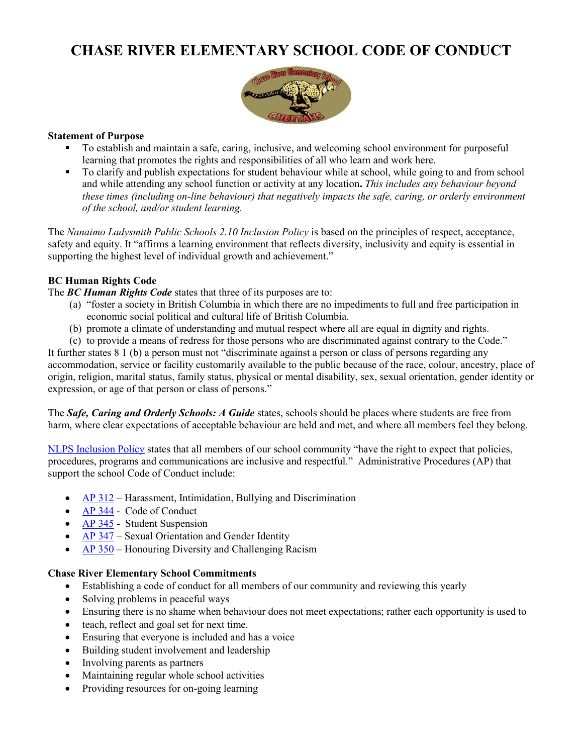# CHASE RIVER ELEMENTARY SCHOOL CODE OF CONDUCT

**Statement of Purpose**

- To establish and maintain a safe, caring, inclusive, and welcoming school environment for purposeful learning that promotes the rights and responsibilities of all who learn and work here.
- To clarify and publish expectations for student behaviour while at school, while going to and from school and while attending any school function or activity at any location**.** *This includes any behaviour beyond these times (including on-line behaviour) that negatively impacts the safe, caring, or orderly environment of the school, and/or student learning.*

The *Nanaimo Ladysmith Public Schools 2.10 Inclusion Policy* is based on the principles of respect, acceptance, safety and equity. It "affirms a learning environment that reflects diversity, inclusivity and equity is essential in supporting the highest level of individual growth and achievement."

**BC Human Rights Code**

The ***BC Human Rights Code*** states that three of its purposes are to:

(a) "foster a society in British Columbia in which there are no impediments to full and free participation in economic social political and cultural life of British Columbia.

(b) promote a climate of understanding and mutual respect where all are equal in dignity and rights.

(c) to provide a means of redress for those persons who are discriminated against contrary to the Code."

It further states 8 1 (b) a person must not "discriminate against a person or class of persons regarding any accommodation, service or facility customarily available to the public because of the race, colour, ancestry, place of origin, religion, marital status, family status, physical or mental disability, sex, sexual orientation, gender identity or expression, or age of that person or class of persons."

The ***Safe, Caring and Orderly Schools: A Guide*** states, schools should be places where students are free from harm, where clear expectations of acceptable behaviour are held and met, and where all members feel they belong.

NLPS Inclusion Policy states that all members of our school community "have the right to expect that policies, procedures, programs and communications are inclusive and respectful." Administrative Procedures (AP) that support the school Code of Conduct include:

- AP 312 – Harassment, Intimidation, Bullying and Discrimination
- AP 344 - Code of Conduct
- AP 345 - Student Suspension
- AP 347 – Sexual Orientation and Gender Identity
- AP 350 – Honouring Diversity and Challenging Racism

**Chase River Elementary School Commitments**

- Establishing a code of conduct for all members of our community and reviewing this yearly
- Solving problems in peaceful ways
- Ensuring there is no shame when behaviour does not meet expectations; rather each opportunity is used to
- teach, reflect and goal set for next time.
- Ensuring that everyone is included and has a voice
- Building student involvement and leadership
- Involving parents as partners
- Maintaining regular whole school activities
- Providing resources for on-going learning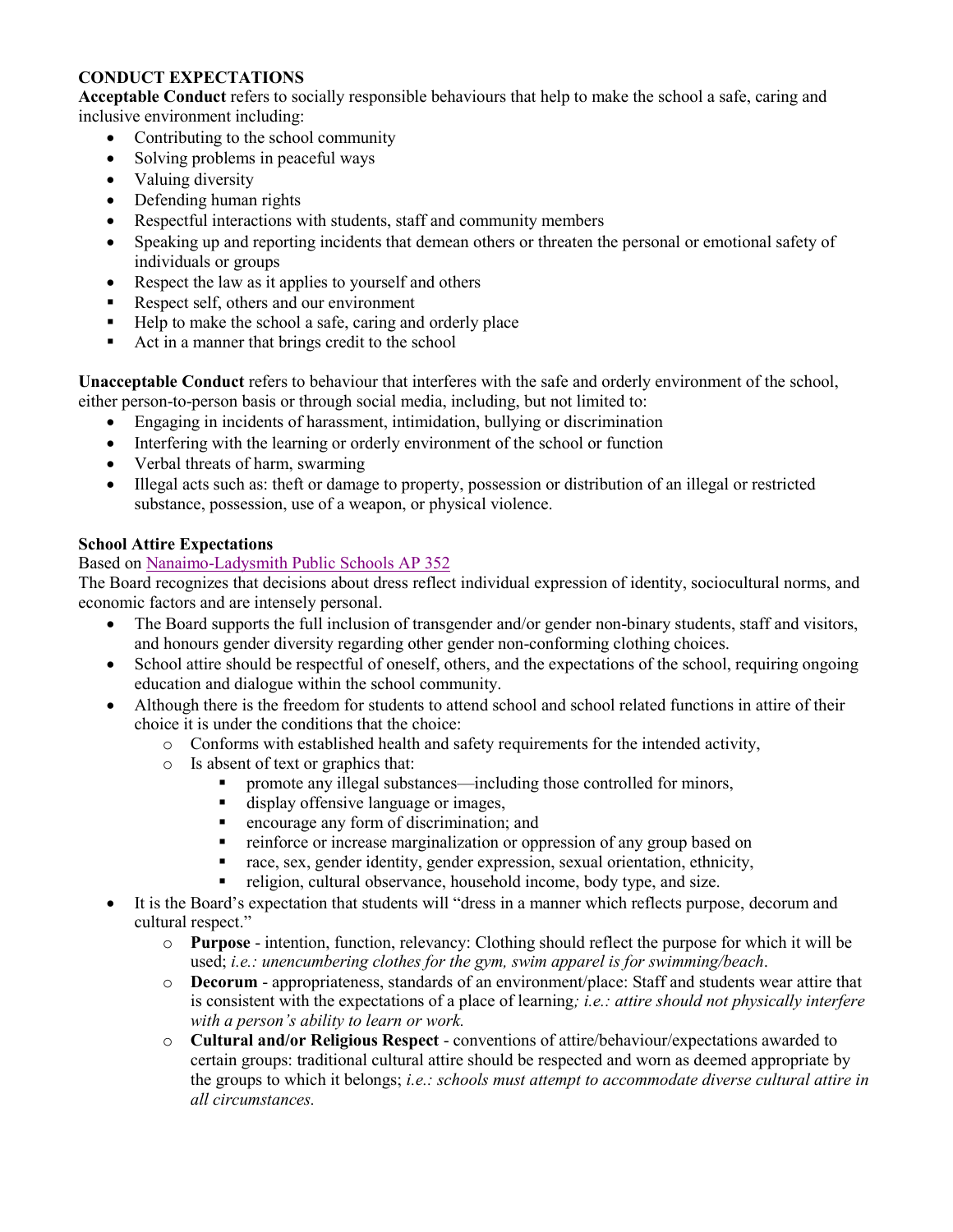**CONDUCT EXPECTATIONS**

**Acceptable Conduct** refers to socially responsible behaviours that help to make the school a safe, caring and inclusive environment including:

- Contributing to the school community
- Solving problems in peaceful ways
- Valuing diversity
- Defending human rights
- Respectful interactions with students, staff and community members
- Speaking up and reporting incidents that demean others or threaten the personal or emotional safety of individuals or groups
- Respect the law as it applies to yourself and others
- Respect self, others and our environment
- Help to make the school a safe, caring and orderly place
- Act in a manner that brings credit to the school

**Unacceptable Conduct** refers to behaviour that interferes with the safe and orderly environment of the school, either person-to-person basis or through social media, including, but not limited to:

- Engaging in incidents of harassment, intimidation, bullying or discrimination
- Interfering with the learning or orderly environment of the school or function
- Verbal threats of harm, swarming
- Illegal acts such as: theft or damage to property, possession or distribution of an illegal or restricted substance, possession, use of a weapon, or physical violence.

**School Attire Expectations**

Based on Nanaimo-Ladysmith Public Schools AP 352

The Board recognizes that decisions about dress reflect individual expression of identity, sociocultural norms, and economic factors and are intensely personal.

- The Board supports the full inclusion of transgender and/or gender non-binary students, staff and visitors, and honours gender diversity regarding other gender non-conforming clothing choices.
- School attire should be respectful of oneself, others, and the expectations of the school, requiring ongoing education and dialogue within the school community.
- Although there is the freedom for students to attend school and school related functions in attire of their choice it is under the conditions that the choice:
  - Conforms with established health and safety requirements for the intended activity,
  - Is absent of text or graphics that:
    - promote any illegal substances—including those controlled for minors,
    - display offensive language or images,
    - encourage any form of discrimination; and
    - reinforce or increase marginalization or oppression of any group based on
    - race, sex, gender identity, gender expression, sexual orientation, ethnicity,
    - religion, cultural observance, household income, body type, and size.
- It is the Board's expectation that students will "dress in a manner which reflects purpose, decorum and cultural respect."
  - **Purpose** - intention, function, relevancy: Clothing should reflect the purpose for which it will be used; *i.e.: unencumbering clothes for the gym, swim apparel is for swimming/beach*.
  - **Decorum** - appropriateness, standards of an environment/place: Staff and students wear attire that is consistent with the expectations of a place of learning*; i.e.: attire should not physically interfere with a person's ability to learn or work.*
  - **Cultural and/or Religious Respect** - conventions of attire/behaviour/expectations awarded to certain groups: traditional cultural attire should be respected and worn as deemed appropriate by the groups to which it belongs; *i.e.: schools must attempt to accommodate diverse cultural attire in all circumstances.*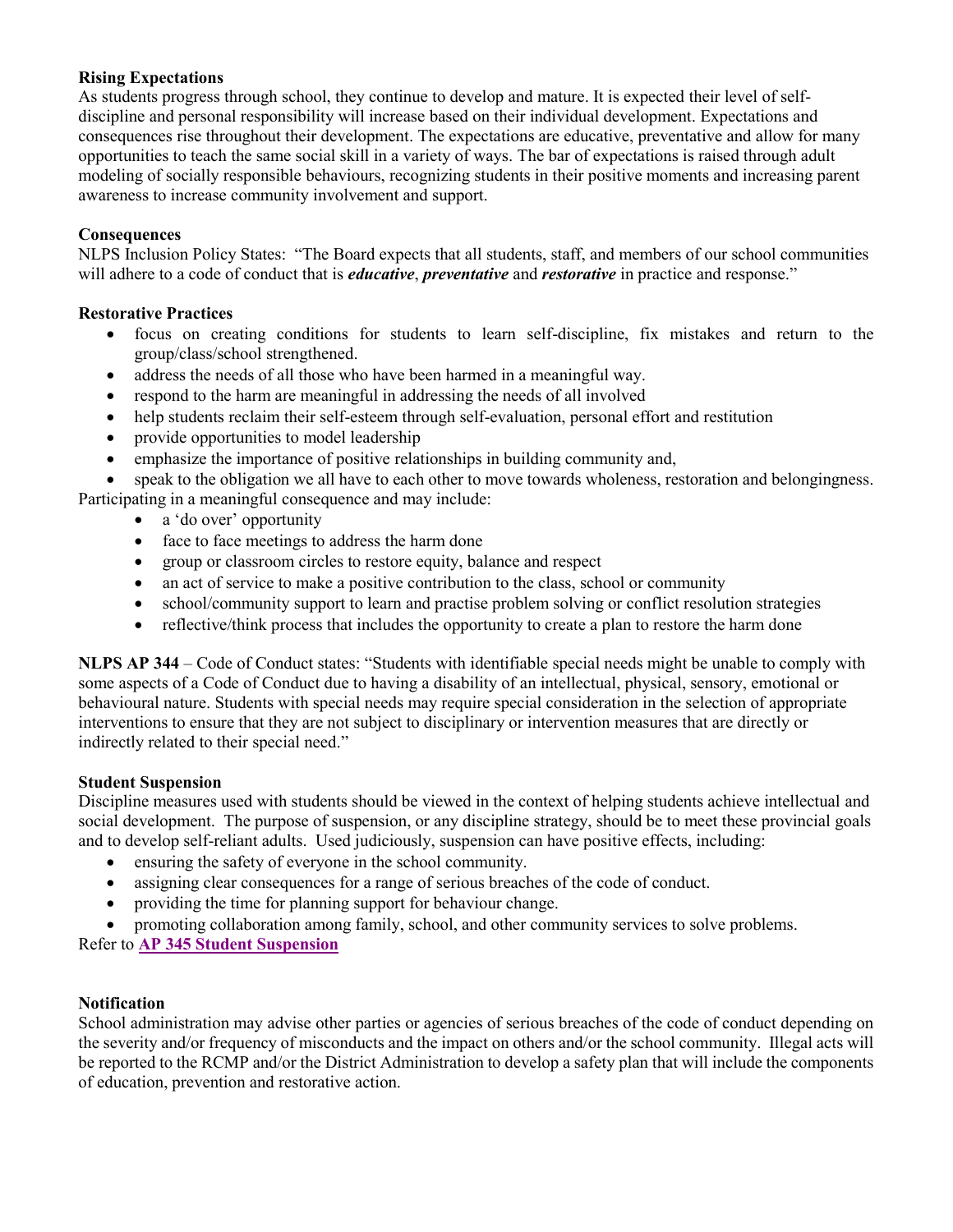**Rising Expectations**

As students progress through school, they continue to develop and mature. It is expected their level of self-discipline and personal responsibility will increase based on their individual development. Expectations and consequences rise throughout their development. The expectations are educative, preventative and allow for many opportunities to teach the same social skill in a variety of ways. The bar of expectations is raised through adult modeling of socially responsible behaviours, recognizing students in their positive moments and increasing parent awareness to increase community involvement and support.

**Consequences**

NLPS Inclusion Policy States: "The Board expects that all students, staff, and members of our school communities will adhere to a code of conduct that is ***educative***, ***preventative*** and ***restorative*** in practice and response."

**Restorative Practices**

- focus on creating conditions for students to learn self-discipline, fix mistakes and return to the group/class/school strengthened.
- address the needs of all those who have been harmed in a meaningful way.
- respond to the harm are meaningful in addressing the needs of all involved
- help students reclaim their self-esteem through self-evaluation, personal effort and restitution
- provide opportunities to model leadership
- emphasize the importance of positive relationships in building community and,
- speak to the obligation we all have to each other to move towards wholeness, restoration and belongingness.

Participating in a meaningful consequence and may include:

- a 'do over' opportunity
- face to face meetings to address the harm done
- group or classroom circles to restore equity, balance and respect
- an act of service to make a positive contribution to the class, school or community
- school/community support to learn and practise problem solving or conflict resolution strategies
- reflective/think process that includes the opportunity to create a plan to restore the harm done

**NLPS AP 344** – Code of Conduct states: "Students with identifiable special needs might be unable to comply with some aspects of a Code of Conduct due to having a disability of an intellectual, physical, sensory, emotional or behavioural nature. Students with special needs may require special consideration in the selection of appropriate interventions to ensure that they are not subject to disciplinary or intervention measures that are directly or indirectly related to their special need."

**Student Suspension**

Discipline measures used with students should be viewed in the context of helping students achieve intellectual and social development. The purpose of suspension, or any discipline strategy, should be to meet these provincial goals and to develop self-reliant adults. Used judiciously, suspension can have positive effects, including:

- ensuring the safety of everyone in the school community.
- assigning clear consequences for a range of serious breaches of the code of conduct.
- providing the time for planning support for behaviour change.
- promoting collaboration among family, school, and other community services to solve problems.

Refer to **AP 345 Student Suspension**

**Notification**

School administration may advise other parties or agencies of serious breaches of the code of conduct depending on the severity and/or frequency of misconducts and the impact on others and/or the school community. Illegal acts will be reported to the RCMP and/or the District Administration to develop a safety plan that will include the components of education, prevention and restorative action.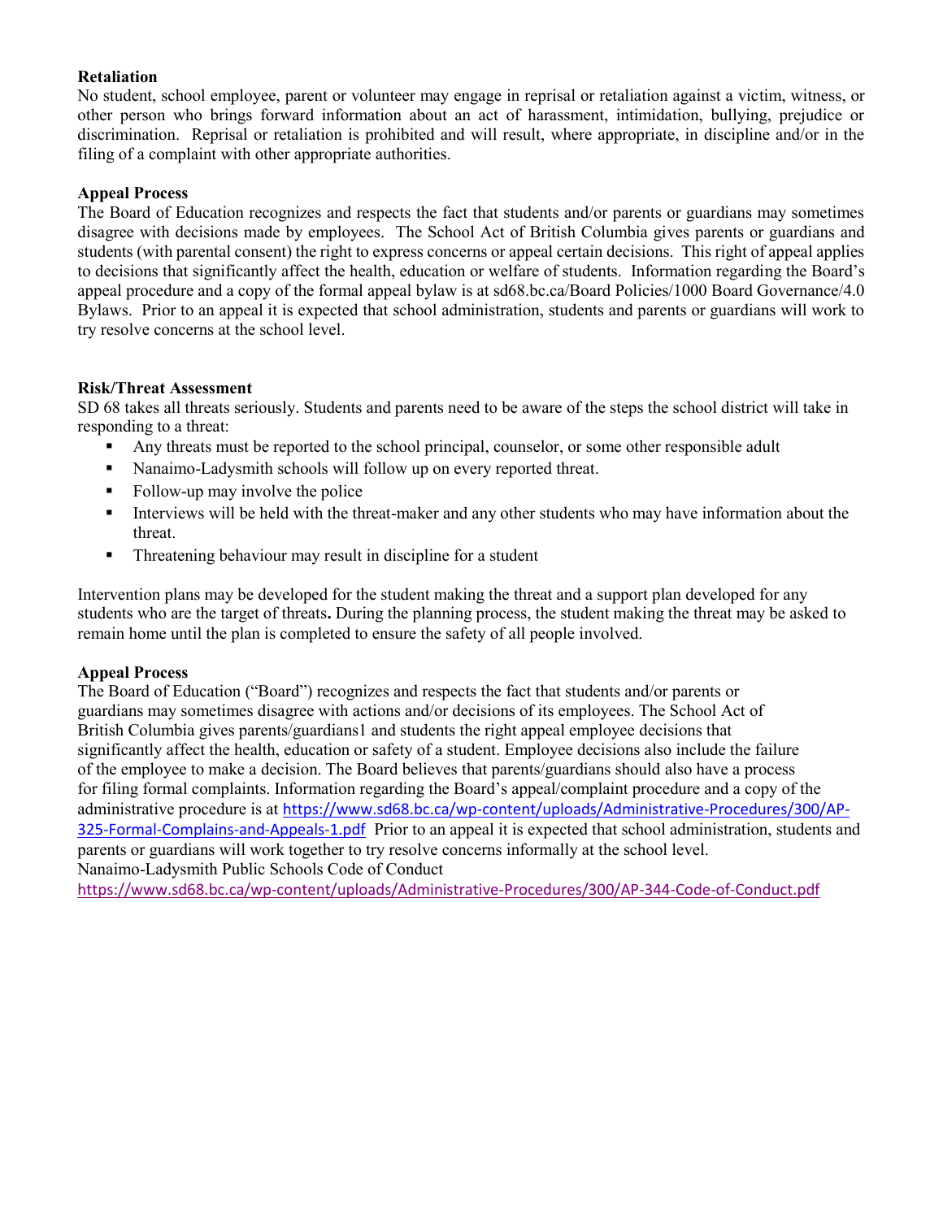**Retaliation**

No student, school employee, parent or volunteer may engage in reprisal or retaliation against a victim, witness, or other person who brings forward information about an act of harassment, intimidation, bullying, prejudice or discrimination. Reprisal or retaliation is prohibited and will result, where appropriate, in discipline and/or in the filing of a complaint with other appropriate authorities.

**Appeal Process**

The Board of Education recognizes and respects the fact that students and/or parents or guardians may sometimes disagree with decisions made by employees. The School Act of British Columbia gives parents or guardians and students (with parental consent) the right to express concerns or appeal certain decisions. This right of appeal applies to decisions that significantly affect the health, education or welfare of students. Information regarding the Board's appeal procedure and a copy of the formal appeal bylaw is at sd68.bc.ca/Board Policies/1000 Board Governance/4.0 Bylaws. Prior to an appeal it is expected that school administration, students and parents or guardians will work to try resolve concerns at the school level.

**Risk/Threat Assessment**

SD 68 takes all threats seriously. Students and parents need to be aware of the steps the school district will take in responding to a threat:

- Any threats must be reported to the school principal, counselor, or some other responsible adult
- Nanaimo-Ladysmith schools will follow up on every reported threat.
- Follow-up may involve the police
- Interviews will be held with the threat-maker and any other students who may have information about the threat.
- Threatening behaviour may result in discipline for a student

Intervention plans may be developed for the student making the threat and a support plan developed for any students who are the target of threats**.** During the planning process, the student making the threat may be asked to remain home until the plan is completed to ensure the safety of all people involved.

**Appeal Process**

The Board of Education ("Board") recognizes and respects the fact that students and/or parents or guardians may sometimes disagree with actions and/or decisions of its employees. The School Act of British Columbia gives parents/guardians1 and students the right appeal employee decisions that significantly affect the health, education or safety of a student. Employee decisions also include the failure of the employee to make a decision. The Board believes that parents/guardians should also have a process for filing formal complaints. Information regarding the Board's appeal/complaint procedure and a copy of the administrative procedure is at https://www.sd68.bc.ca/wp-content/uploads/Administrative-Procedures/300/AP-325-Formal-Complains-and-Appeals-1.pdf Prior to an appeal it is expected that school administration, students and parents or guardians will work together to try resolve concerns informally at the school level.
Nanaimo-Ladysmith Public Schools Code of Conduct
https://www.sd68.bc.ca/wp-content/uploads/Administrative-Procedures/300/AP-344-Code-of-Conduct.pdf